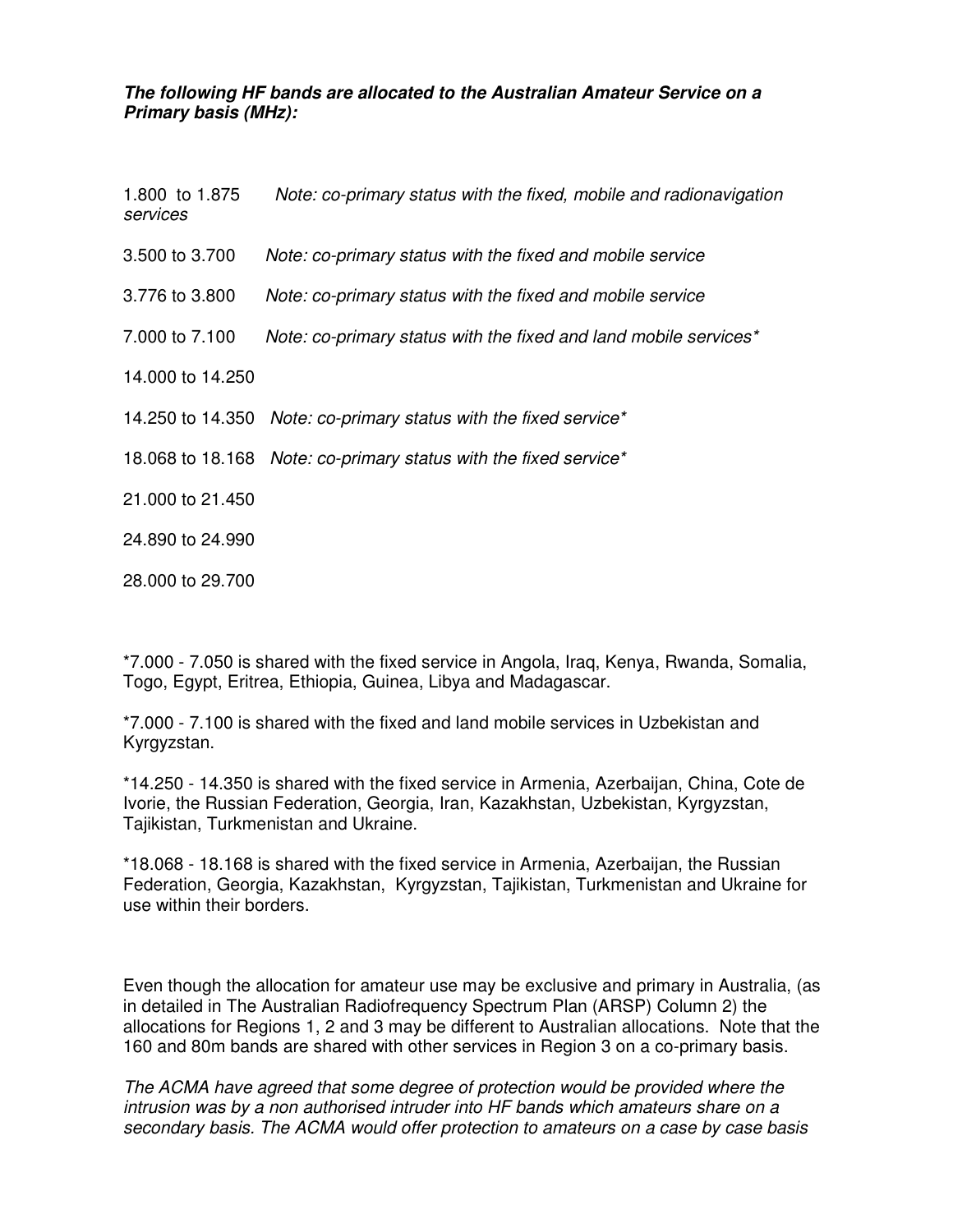***The following HF bands are allocated to the Australian Amateur Service on a Primary basis (MHz):***

1.800 to 1.875 *Note: co-primary status with the fixed, mobile and radionavigation services*

3.500 to 3.700 *Note: co-primary status with the fixed and mobile service*

3.776 to 3.800 *Note: co-primary status with the fixed and mobile service*

7.000 to 7.100 *Note: co-primary status with the fixed and land mobile services**

14.000 to 14.250

14.250 to 14.350 *Note: co-primary status with the fixed service**

18.068 to 18.168 *Note: co-primary status with the fixed service**

21.000 to 21.450

24.890 to 24.990

28.000 to 29.700

*7.000 - 7.050 is shared with the fixed service in Angola, Iraq, Kenya, Rwanda, Somalia, Togo, Egypt, Eritrea, Ethiopia, Guinea, Libya and Madagascar.

*7.000 - 7.100 is shared with the fixed and land mobile services in Uzbekistan and Kyrgyzstan.

*14.250 - 14.350 is shared with the fixed service in Armenia, Azerbaijan, China, Cote de Ivorie, the Russian Federation, Georgia, Iran, Kazakhstan, Uzbekistan, Kyrgyzstan, Tajikistan, Turkmenistan and Ukraine.

*18.068 - 18.168 is shared with the fixed service in Armenia, Azerbaijan, the Russian Federation, Georgia, Kazakhstan, Kyrgyzstan, Tajikistan, Turkmenistan and Ukraine for use within their borders.

Even though the allocation for amateur use may be exclusive and primary in Australia, (as in detailed in The Australian Radiofrequency Spectrum Plan (ARSP) Column 2) the allocations for Regions 1, 2 and 3 may be different to Australian allocations. Note that the 160 and 80m bands are shared with other services in Region 3 on a co-primary basis.

*The ACMA have agreed that some degree of protection would be provided where the intrusion was by a non authorised intruder into HF bands which amateurs share on a secondary basis. The ACMA would offer protection to amateurs on a case by case basis*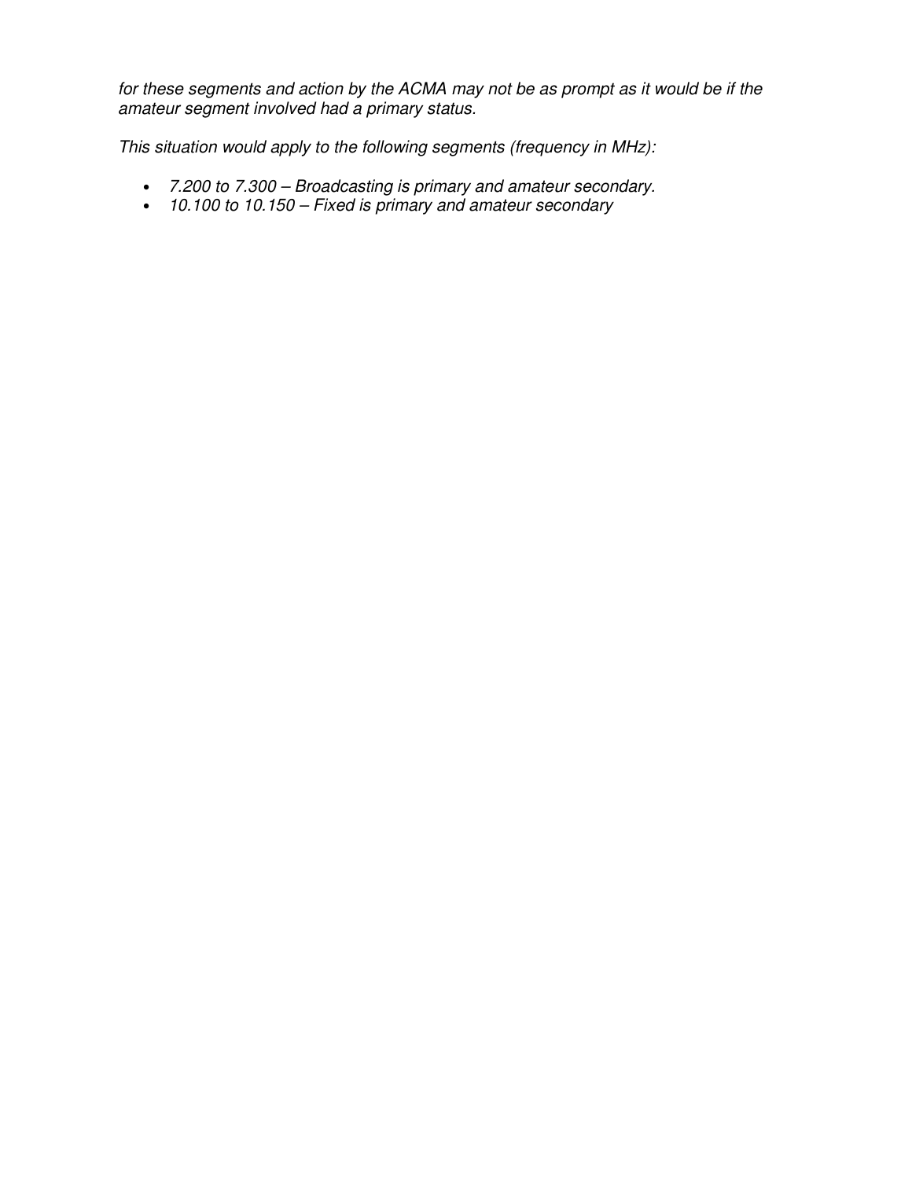*for these segments and action by the ACMA may not be as prompt as it would be if the amateur segment involved had a primary status.*

*This situation would apply to the following segments (frequency in MHz):*

- *7.200 to 7.300 – Broadcasting is primary and amateur secondary.*
- *10.100 to 10.150 – Fixed is primary and amateur secondary*